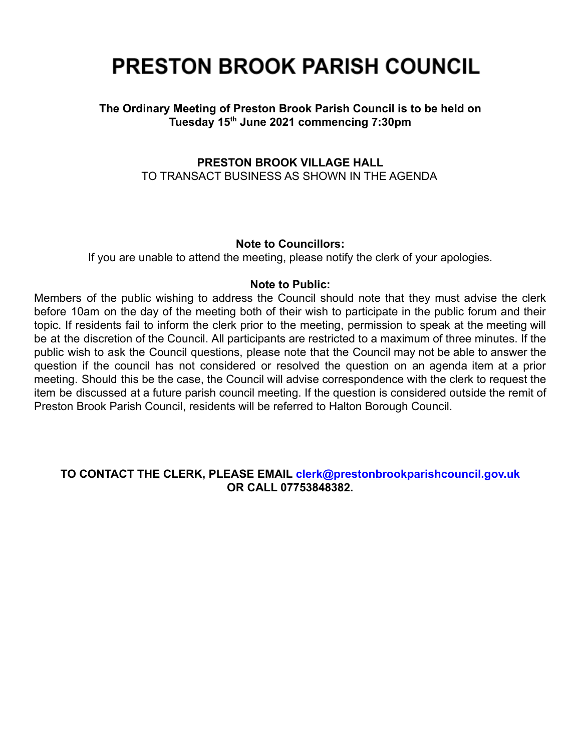# PRESTON BROOK PARISH COUNCIL

**The Ordinary Meeting of Preston Brook Parish Council is to be held on Tuesday 15th June 2021 commencing 7:30pm**

**PRESTON BROOK VILLAGE HALL**
TO TRANSACT BUSINESS AS SHOWN IN THE AGENDA

**Note to Councillors:**
If you are unable to attend the meeting, please notify the clerk of your apologies.

**Note to Public:**
Members of the public wishing to address the Council should note that they must advise the clerk before 10am on the day of the meeting both of their wish to participate in the public forum and their topic. If residents fail to inform the clerk prior to the meeting, permission to speak at the meeting will be at the discretion of the Council. All participants are restricted to a maximum of three minutes. If the public wish to ask the Council questions, please note that the Council may not be able to answer the question if the council has not considered or resolved the question on an agenda item at a prior meeting. Should this be the case, the Council will advise correspondence with the clerk to request the item be discussed at a future parish council meeting. If the question is considered outside the remit of Preston Brook Parish Council, residents will be referred to Halton Borough Council.

**TO CONTACT THE CLERK, PLEASE EMAIL [clerk@prestonbrookparishcouncil.gov.uk](mailto:clerk@prestonbrookparishcouncil.gov.uk) OR CALL 07753848382.**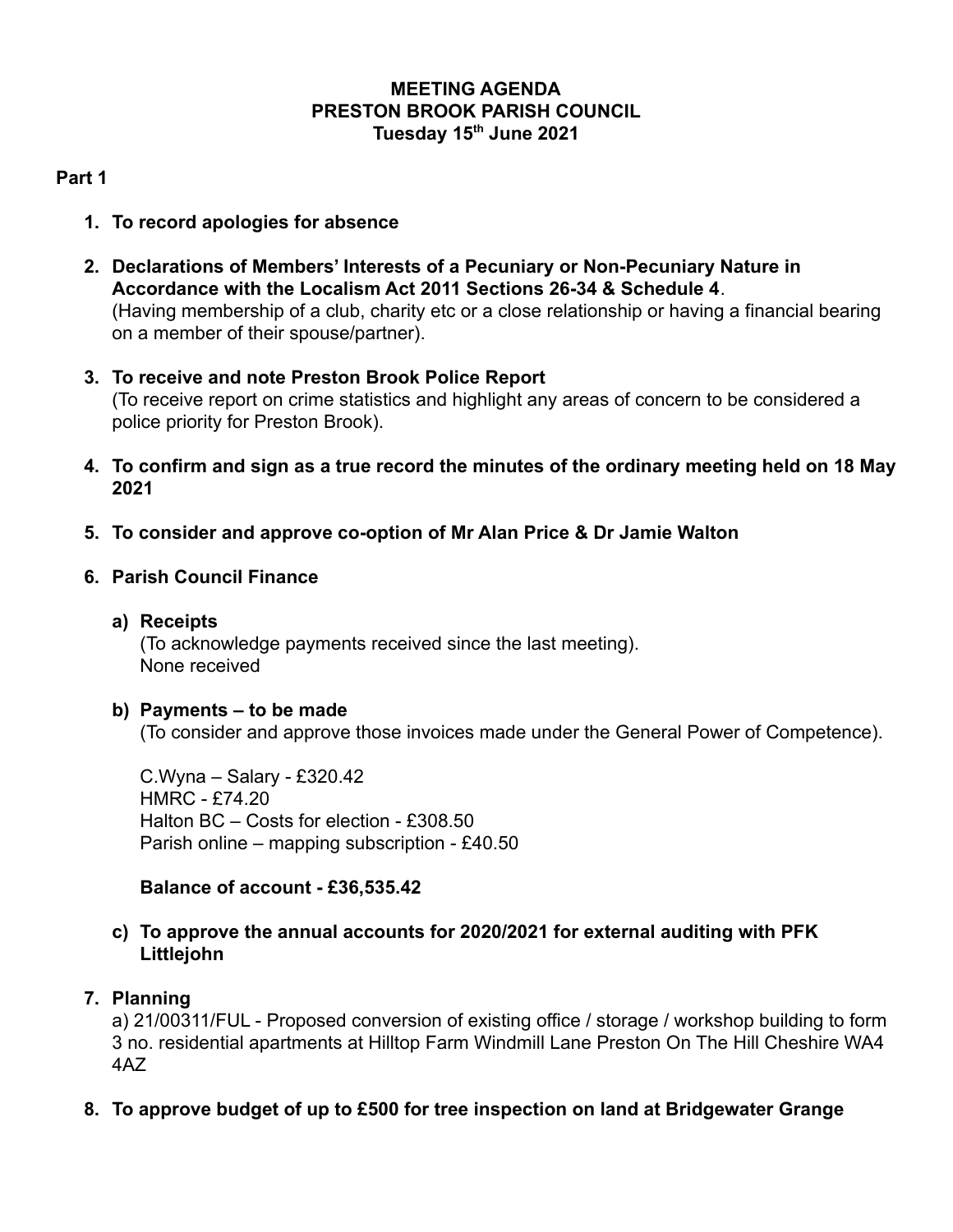**MEETING AGENDA**
**PRESTON BROOK PARISH COUNCIL**
**Tuesday 15th June 2021**

**Part 1**

1. **To record apologies for absence**

2. **Declarations of Members' Interests of a Pecuniary or Non-Pecuniary Nature in Accordance with the Localism Act 2011 Sections 26-34 & Schedule 4**.
(Having membership of a club, charity etc or a close relationship or having a financial bearing on a member of their spouse/partner).

3. **To receive and note Preston Brook Police Report**
(To receive report on crime statistics and highlight any areas of concern to be considered a police priority for Preston Brook).

4. **To confirm and sign as a true record the minutes of the ordinary meeting held on 18 May 2021**

5. **To consider and approve co-option of Mr Alan Price & Dr Jamie Walton**

6. **Parish Council Finance**

   a) **Receipts**
   (To acknowledge payments received since the last meeting).
   None received

   b) **Payments – to be made**
   (To consider and approve those invoices made under the General Power of Competence).

   C.Wyna – Salary - £320.42
   HMRC - £74.20
   Halton BC – Costs for election - £308.50
   Parish online – mapping subscription - £40.50

   **Balance of account - £36,535.42**

   c) **To approve the annual accounts for 2020/2021 for external auditing with PFK Littlejohn**

7. **Planning**
a) 21/00311/FUL - Proposed conversion of existing office / storage / workshop building to form 3 no. residential apartments at Hilltop Farm Windmill Lane Preston On The Hill Cheshire WA4 4AZ

8. **To approve budget of up to £500 for tree inspection on land at Bridgewater Grange**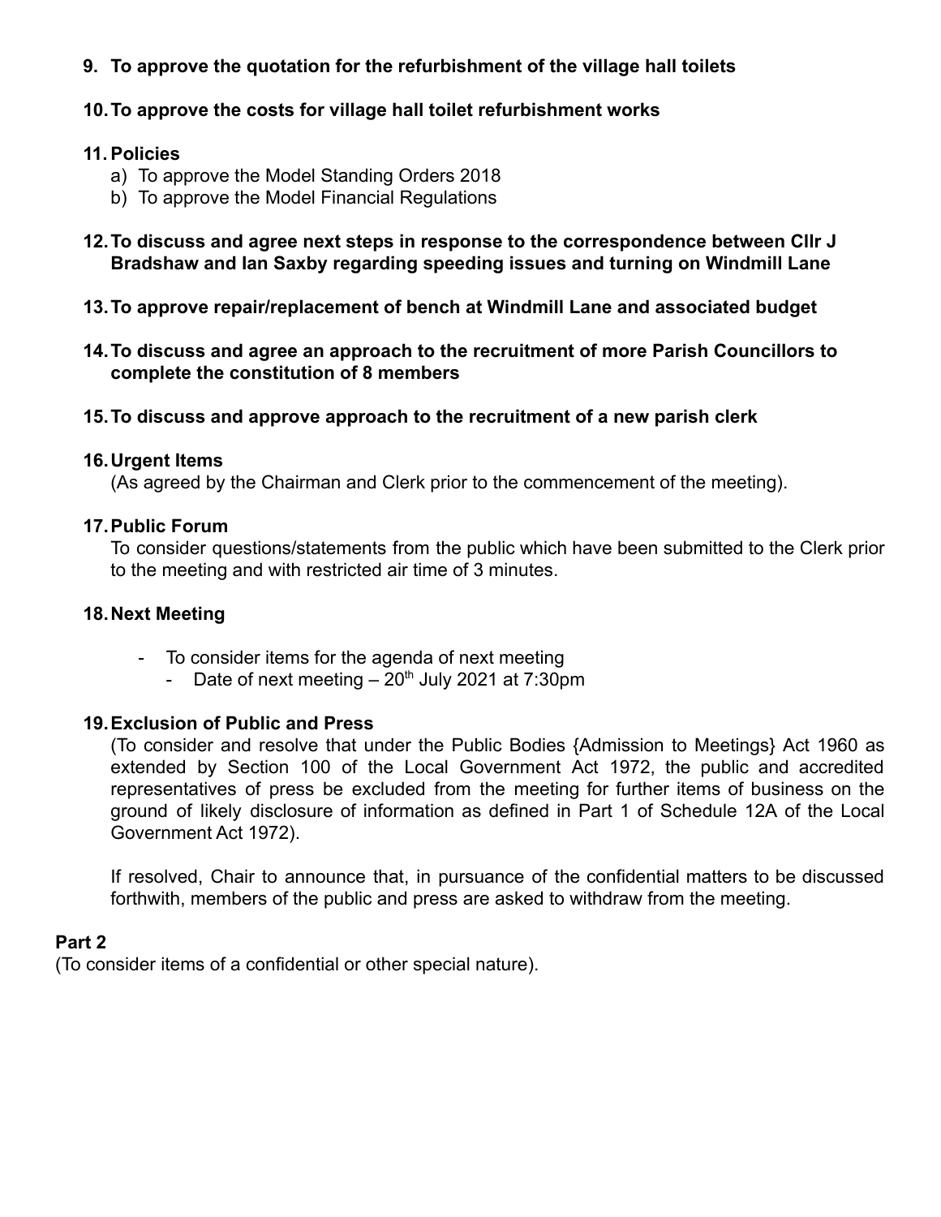**9. To approve the quotation for the refurbishment of the village hall toilets**

**10. To approve the costs for village hall toilet refurbishment works**

**11. Policies**

a) To approve the Model Standing Orders 2018
b) To approve the Model Financial Regulations

**12. To discuss and agree next steps in response to the correspondence between Cllr J Bradshaw and Ian Saxby regarding speeding issues and turning on Windmill Lane**

**13. To approve repair/replacement of bench at Windmill Lane and associated budget**

**14. To discuss and agree an approach to the recruitment of more Parish Councillors to complete the constitution of 8 members**

**15. To discuss and approve approach to the recruitment of a new parish clerk**

**16. Urgent Items**

(As agreed by the Chairman and Clerk prior to the commencement of the meeting).

**17. Public Forum**

To consider questions/statements from the public which have been submitted to the Clerk prior to the meeting and with restricted air time of 3 minutes.

**18. Next Meeting**

- To consider items for the agenda of next meeting
  - Date of next meeting – 20th July 2021 at 7:30pm

**19. Exclusion of Public and Press**

(To consider and resolve that under the Public Bodies {Admission to Meetings} Act 1960 as extended by Section 100 of the Local Government Act 1972, the public and accredited representatives of press be excluded from the meeting for further items of business on the ground of likely disclosure of information as defined in Part 1 of Schedule 12A of the Local Government Act 1972).

If resolved, Chair to announce that, in pursuance of the confidential matters to be discussed forthwith, members of the public and press are asked to withdraw from the meeting.

**Part 2**

(To consider items of a confidential or other special nature).